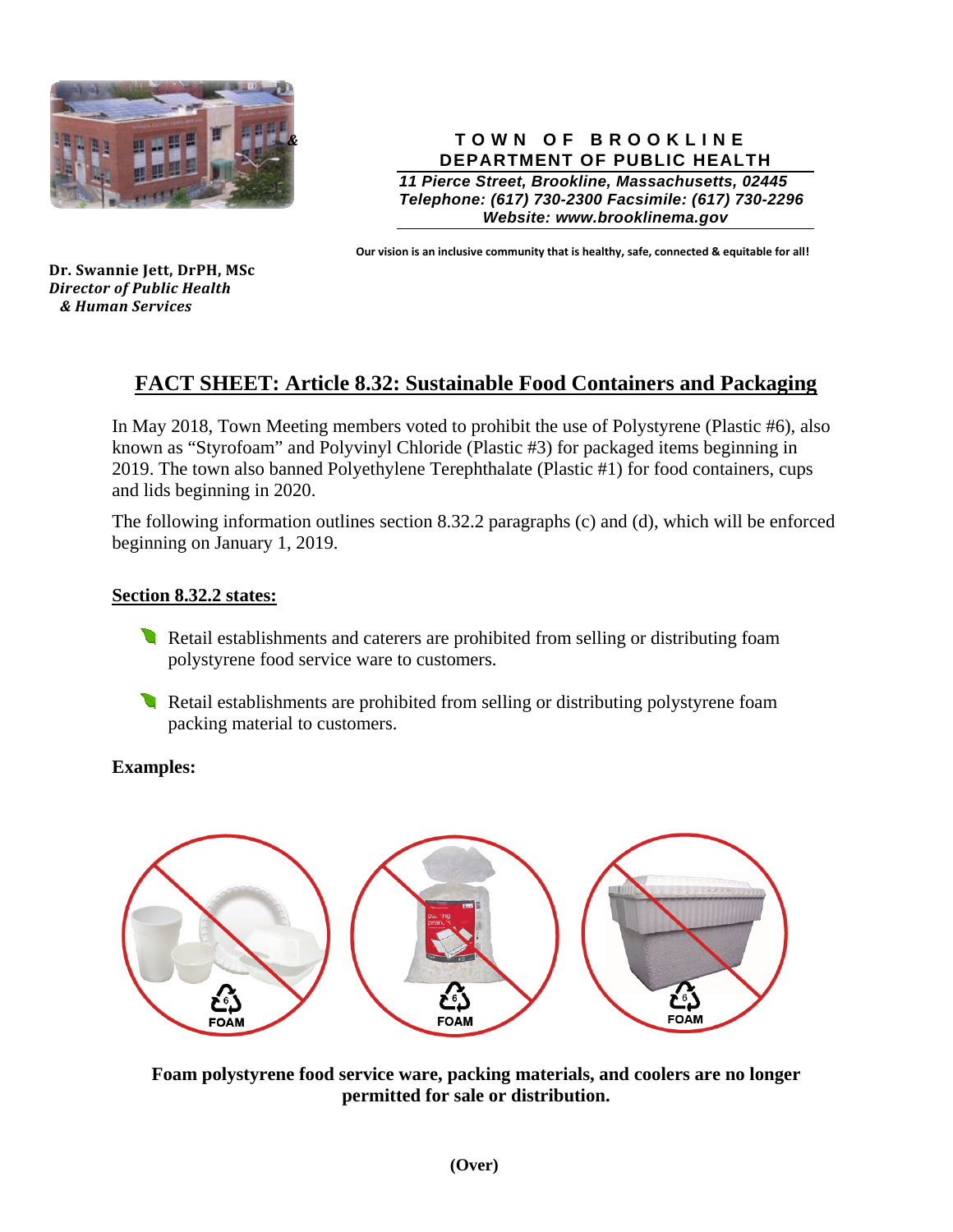**TOWN OF BROOKLINE**
**DEPARTMENT OF PUBLIC HEALTH**

*11 Pierce Street, Brookline, Massachusetts, 02445*
*Telephone: (617) 730-2300 Facsimile: (617) 730-2296*
*Website: www.brooklinema.gov*

**Our vision is an inclusive community that is healthy, safe, connected & equitable for all!**

**Dr. Swannie Jett, DrPH, MSc**
***Director of Public Health & Human Services***

# FACT SHEET: Article 8.32: Sustainable Food Containers and Packaging

In May 2018, Town Meeting members voted to prohibit the use of Polystyrene (Plastic #6), also known as "Styrofoam" and Polyvinyl Chloride (Plastic #3) for packaged items beginning in 2019. The town also banned Polyethylene Terephthalate (Plastic #1) for food containers, cups and lids beginning in 2020.

The following information outlines section 8.32.2 paragraphs (c) and (d), which will be enforced beginning on January 1, 2019.

## Section 8.32.2 states:

- Retail establishments and caterers are prohibited from selling or distributing foam polystyrene food service ware to customers.
- Retail establishments are prohibited from selling or distributing polystyrene foam packing material to customers.

**Examples:**

FOAM | FOAM | FOAM

**Foam polystyrene food service ware, packing materials, and coolers are no longer permitted for sale or distribution.**

**(Over)**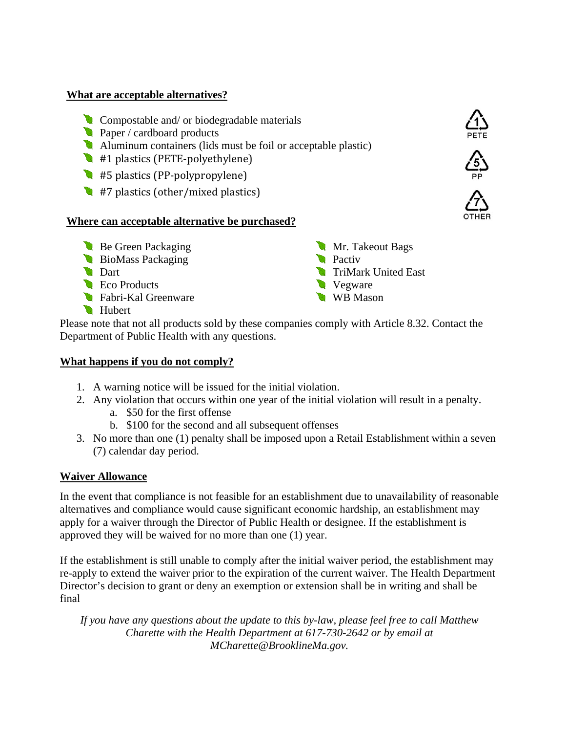## What are acceptable alternatives?

- Compostable and/ or biodegradable materials
- Paper / cardboard products
- Aluminum containers (lids must be foil or acceptable plastic)
- #1 plastics (PETE-polyethylene)
- #5 plastics (PP-polypropylene)
- #7 plastics (other/mixed plastics)

1 PETE

5 PP

7 OTHER

## Where can acceptable alternative be purchased?

- Be Green Packaging
- BioMass Packaging
- Dart
- Eco Products
- Fabri-Kal Greenware
- Hubert
- Mr. Takeout Bags
- Pactiv
- TriMark United East
- Vegware
- WB Mason

Please note that not all products sold by these companies comply with Article 8.32. Contact the Department of Public Health with any questions.

## What happens if you do not comply?

1. A warning notice will be issued for the initial violation.
2. Any violation that occurs within one year of the initial violation will result in a penalty.
   a. $50 for the first offense
   b. $100 for the second and all subsequent offenses
3. No more than one (1) penalty shall be imposed upon a Retail Establishment within a seven (7) calendar day period.

## Waiver Allowance

In the event that compliance is not feasible for an establishment due to unavailability of reasonable alternatives and compliance would cause significant economic hardship, an establishment may apply for a waiver through the Director of Public Health or designee. If the establishment is approved they will be waived for no more than one (1) year.

If the establishment is still unable to comply after the initial waiver period, the establishment may re-apply to extend the waiver prior to the expiration of the current waiver. The Health Department Director's decision to grant or deny an exemption or extension shall be in writing and shall be final

*If you have any questions about the update to this by-law, please feel free to call Matthew Charette with the Health Department at 617-730-2642 or by email at MCharette@BrooklineMa.gov.*